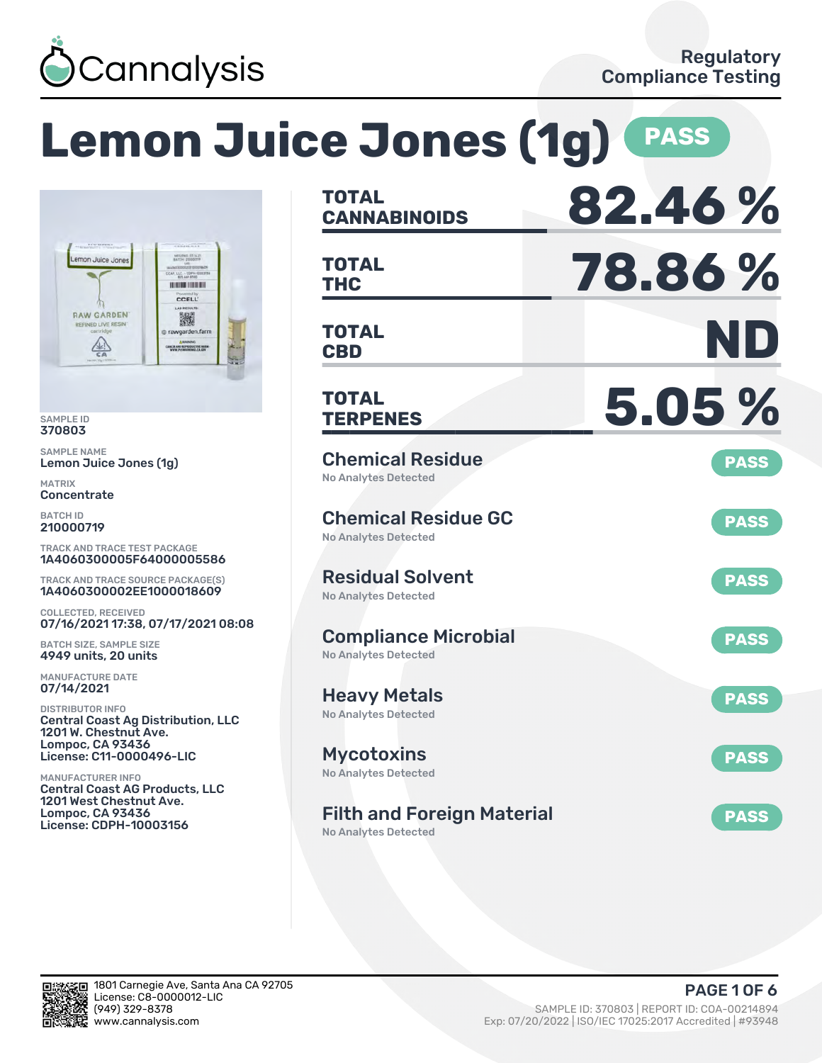Cannalysis

Regulatory Compliance Testing

# Lemon Juice Jones (1g) PASS

SAMPLE ID
370803

SAMPLE NAME
Lemon Juice Jones (1g)

MATRIX
Concentrate

BATCH ID
210000719

TRACK AND TRACE TEST PACKAGE
1A4060300005F64000005586

TRACK AND TRACE SOURCE PACKAGE(S)
1A4060300002EE1000018609

COLLECTED, RECEIVED
07/16/2021 17:38, 07/17/2021 08:08

BATCH SIZE, SAMPLE SIZE
4949 units, 20 units

MANUFACTURE DATE
07/14/2021

DISTRIBUTOR INFO
Central Coast Ag Distribution, LLC
1201 W. Chestnut Ave.
Lompoc, CA 93436
License: C11-0000496-LIC

MANUFACTURER INFO
Central Coast AG Products, LLC
1201 West Chestnut Ave.
Lompoc, CA 93436
License: CDPH-10003156

| | |
|---|---|
| **TOTAL CANNABINOIDS** | **82.46 %** |
| **TOTAL THC** | **78.86 %** |
| **TOTAL CBD** | **ND** |
| **TOTAL TERPENES** | **5.05 %** |

| Test | Result | Status |
|---|---|---|
| Chemical Residue | No Analytes Detected | PASS |
| Chemical Residue GC | No Analytes Detected | PASS |
| Residual Solvent | No Analytes Detected | PASS |
| Compliance Microbial | No Analytes Detected | PASS |
| Heavy Metals | No Analytes Detected | PASS |
| Mycotoxins | No Analytes Detected | PASS |
| Filth and Foreign Material | No Analytes Detected | PASS |

1801 Carnegie Ave, Santa Ana CA 92705
License: C8-0000012-LIC
(949) 329-8378
www.cannalysis.com

SAMPLE ID: 370803 | REPORT ID: COA-00214894
Exp: 07/20/2022 | ISO/IEC 17025:2017 Accredited | #93948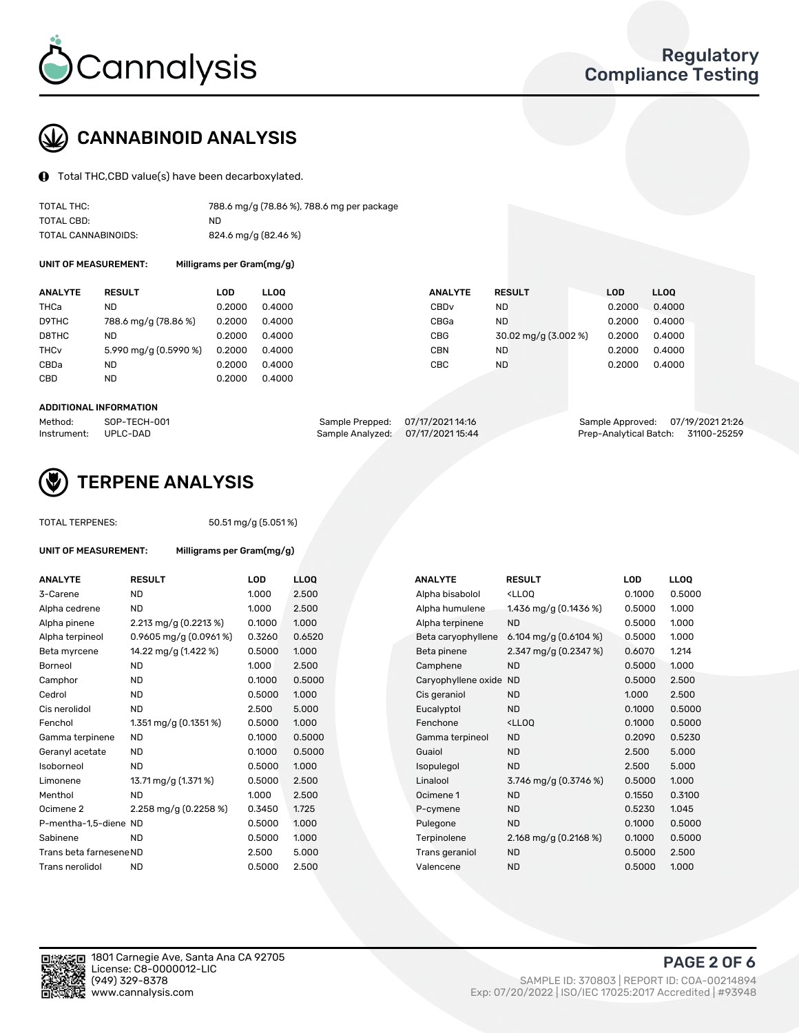# Cannalysis

## Regulatory Compliance Testing

## CANNABINOID ANALYSIS

Total THC,CBD value(s) have been decarboxylated.

| | |
|---|---|
| TOTAL THC: | 788.6 mg/g (78.86 %), 788.6 mg per package |
| TOTAL CBD: | ND |
| TOTAL CANNABINOIDS: | 824.6 mg/g (82.46 %) |

**UNIT OF MEASUREMENT:** Milligrams per Gram(mg/g)

| ANALYTE | RESULT | LOD | LLOQ | ANALYTE | RESULT | LOD | LLOQ |
|---|---|---|---|---|---|---|---|
| THCa | ND | 0.2000 | 0.4000 | CBDv | ND | 0.2000 | 0.4000 |
| D9THC | 788.6 mg/g (78.86 %) | 0.2000 | 0.4000 | CBGa | ND | 0.2000 | 0.4000 |
| D8THC | ND | 0.2000 | 0.4000 | CBG | 30.02 mg/g (3.002 %) | 0.2000 | 0.4000 |
| THCv | 5.990 mg/g (0.5990 %) | 0.2000 | 0.4000 | CBN | ND | 0.2000 | 0.4000 |
| CBDa | ND | 0.2000 | 0.4000 | CBC | ND | 0.2000 | 0.4000 |
| CBD | ND | 0.2000 | 0.4000 | | | | |

**ADDITIONAL INFORMATION**

| | | | | | |
|---|---|---|---|---|---|
| Method: | SOP-TECH-001 | Sample Prepped: | 07/17/2021 14:16 | Sample Approved: | 07/19/2021 21:26 |
| Instrument: | UPLC-DAD | Sample Analyzed: | 07/17/2021 15:44 | Prep-Analytical Batch: | 31100-25259 |

## TERPENE ANALYSIS

TOTAL TERPENES: 50.51 mg/g (5.051 %)

**UNIT OF MEASUREMENT:** Milligrams per Gram(mg/g)

| ANALYTE | RESULT | LOD | LLOQ | ANALYTE | RESULT | LOD | LLOQ |
|---|---|---|---|---|---|---|---|
| 3-Carene | ND | 1.000 | 2.500 | Alpha bisabolol | <LLOQ | 0.1000 | 0.5000 |
| Alpha cedrene | ND | 1.000 | 2.500 | Alpha humulene | 1.436 mg/g (0.1436 %) | 0.5000 | 1.000 |
| Alpha pinene | 2.213 mg/g (0.2213 %) | 0.1000 | 1.000 | Alpha terpinene | ND | 0.5000 | 1.000 |
| Alpha terpineol | 0.9605 mg/g (0.0961 %) | 0.3260 | 0.6520 | Beta caryophyllene | 6.104 mg/g (0.6104 %) | 0.5000 | 1.000 |
| Beta myrcene | 14.22 mg/g (1.422 %) | 0.5000 | 1.000 | Beta pinene | 2.347 mg/g (0.2347 %) | 0.6070 | 1.214 |
| Borneol | ND | 1.000 | 2.500 | Camphene | ND | 0.5000 | 1.000 |
| Camphor | ND | 0.1000 | 0.5000 | Caryophyllene oxide | ND | 0.5000 | 2.500 |
| Cedrol | ND | 0.5000 | 1.000 | Cis geraniol | ND | 1.000 | 2.500 |
| Cis nerolidol | ND | 2.500 | 5.000 | Eucalyptol | ND | 0.1000 | 0.5000 |
| Fenchol | 1.351 mg/g (0.1351 %) | 0.5000 | 1.000 | Fenchone | <LLOQ | 0.1000 | 0.5000 |
| Gamma terpinene | ND | 0.1000 | 0.5000 | Gamma terpineol | ND | 0.2090 | 0.5230 |
| Geranyl acetate | ND | 0.1000 | 0.5000 | Guaiol | ND | 2.500 | 5.000 |
| Isoborneol | ND | 0.5000 | 1.000 | Isopulegol | ND | 2.500 | 5.000 |
| Limonene | 13.71 mg/g (1.371 %) | 0.5000 | 2.500 | Linalool | 3.746 mg/g (0.3746 %) | 0.5000 | 1.000 |
| Menthol | ND | 1.000 | 2.500 | Ocimene 1 | ND | 0.1550 | 0.3100 |
| Ocimene 2 | 2.258 mg/g (0.2258 %) | 0.3450 | 1.725 | P-cymene | ND | 0.5230 | 1.045 |
| P-mentha-1,5-diene | ND | 0.5000 | 1.000 | Pulegone | ND | 0.1000 | 0.5000 |
| Sabinene | ND | 0.5000 | 1.000 | Terpinolene | 2.168 mg/g (0.2168 %) | 0.1000 | 0.5000 |
| Trans beta farnesene | ND | 2.500 | 5.000 | Trans geraniol | ND | 0.5000 | 2.500 |
| Trans nerolidol | ND | 0.5000 | 2.500 | Valencene | ND | 0.5000 | 1.000 |

1801 Carnegie Ave, Santa Ana CA 92705
License: C8-0000012-LIC
(949) 329-8378
www.cannalysis.com

SAMPLE ID: 370803 | REPORT ID: COA-00214894
Exp: 07/20/2022 | ISO/IEC 17025:2017 Accredited | #93948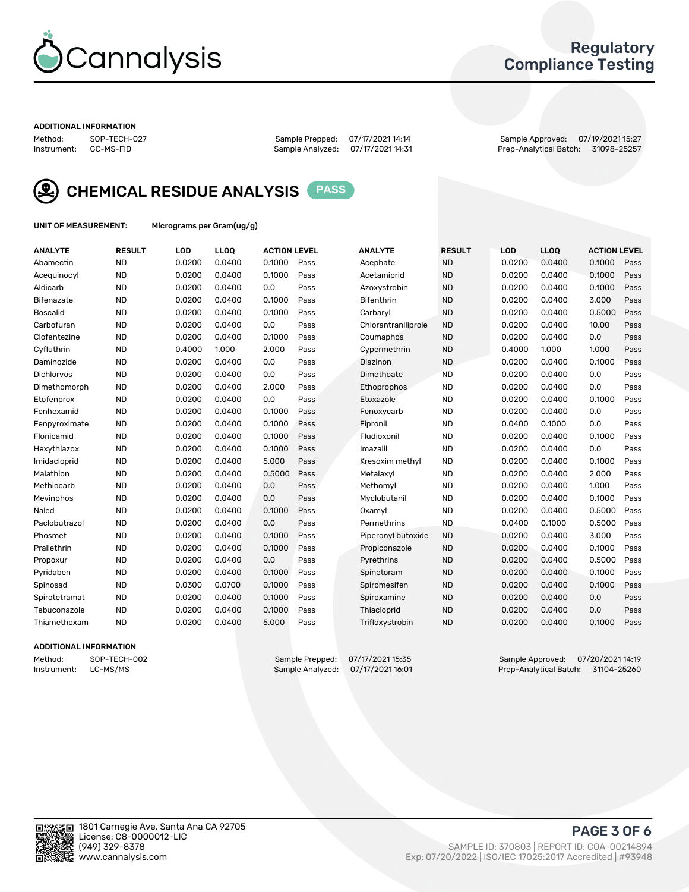Cannalysis

Regulatory Compliance Testing

**ADDITIONAL INFORMATION**

Method: SOP-TECH-027
Instrument: GC-MS-FID
Sample Prepped: 07/17/2021 14:14
Sample Analyzed: 07/17/2021 14:31
Sample Approved: 07/19/2021 15:27
Prep-Analytical Batch: 31098-25257

## CHEMICAL RESIDUE ANALYSIS PASS

**UNIT OF MEASUREMENT:** Micrograms per Gram(ug/g)

| ANALYTE | RESULT | LOD | LLOQ | ACTION LEVEL | | ANALYTE | RESULT | LOD | LLOQ | ACTION LEVEL | |
|---|---|---|---|---|---|---|---|---|---|---|---|
| Abamectin | ND | 0.0200 | 0.0400 | 0.1000 | Pass | Acephate | ND | 0.0200 | 0.0400 | 0.1000 | Pass |
| Acequinocyl | ND | 0.0200 | 0.0400 | 0.1000 | Pass | Acetamiprid | ND | 0.0200 | 0.0400 | 0.1000 | Pass |
| Aldicarb | ND | 0.0200 | 0.0400 | 0.0 | Pass | Azoxystrobin | ND | 0.0200 | 0.0400 | 0.1000 | Pass |
| Bifenazate | ND | 0.0200 | 0.0400 | 0.1000 | Pass | Bifenthrin | ND | 0.0200 | 0.0400 | 3.000 | Pass |
| Boscalid | ND | 0.0200 | 0.0400 | 0.1000 | Pass | Carbaryl | ND | 0.0200 | 0.0400 | 0.5000 | Pass |
| Carbofuran | ND | 0.0200 | 0.0400 | 0.0 | Pass | Chlorantraniliprole | ND | 0.0200 | 0.0400 | 10.00 | Pass |
| Clofentezine | ND | 0.0200 | 0.0400 | 0.1000 | Pass | Coumaphos | ND | 0.0200 | 0.0400 | 0.0 | Pass |
| Cyfluthrin | ND | 0.4000 | 1.000 | 2.000 | Pass | Cypermethrin | ND | 0.4000 | 1.000 | 1.000 | Pass |
| Daminozide | ND | 0.0200 | 0.0400 | 0.0 | Pass | Diazinon | ND | 0.0200 | 0.0400 | 0.1000 | Pass |
| Dichlorvos | ND | 0.0200 | 0.0400 | 0.0 | Pass | Dimethoate | ND | 0.0200 | 0.0400 | 0.0 | Pass |
| Dimethomorph | ND | 0.0200 | 0.0400 | 2.000 | Pass | Ethoprophos | ND | 0.0200 | 0.0400 | 0.0 | Pass |
| Etofenprox | ND | 0.0200 | 0.0400 | 0.0 | Pass | Etoxazole | ND | 0.0200 | 0.0400 | 0.1000 | Pass |
| Fenhexamid | ND | 0.0200 | 0.0400 | 0.1000 | Pass | Fenoxycarb | ND | 0.0200 | 0.0400 | 0.0 | Pass |
| Fenpyroximate | ND | 0.0200 | 0.0400 | 0.1000 | Pass | Fipronil | ND | 0.0400 | 0.1000 | 0.0 | Pass |
| Flonicamid | ND | 0.0200 | 0.0400 | 0.1000 | Pass | Fludioxonil | ND | 0.0200 | 0.0400 | 0.1000 | Pass |
| Hexythiazox | ND | 0.0200 | 0.0400 | 0.1000 | Pass | Imazalil | ND | 0.0200 | 0.0400 | 0.0 | Pass |
| Imidacloprid | ND | 0.0200 | 0.0400 | 5.000 | Pass | Kresoxim methyl | ND | 0.0200 | 0.0400 | 0.1000 | Pass |
| Malathion | ND | 0.0200 | 0.0400 | 0.5000 | Pass | Metalaxyl | ND | 0.0200 | 0.0400 | 2.000 | Pass |
| Methiocarb | ND | 0.0200 | 0.0400 | 0.0 | Pass | Methomyl | ND | 0.0200 | 0.0400 | 1.000 | Pass |
| Mevinphos | ND | 0.0200 | 0.0400 | 0.0 | Pass | Myclobutanil | ND | 0.0200 | 0.0400 | 0.1000 | Pass |
| Naled | ND | 0.0200 | 0.0400 | 0.1000 | Pass | Oxamyl | ND | 0.0200 | 0.0400 | 0.5000 | Pass |
| Paclobutrazol | ND | 0.0200 | 0.0400 | 0.0 | Pass | Permethrins | ND | 0.0400 | 0.1000 | 0.5000 | Pass |
| Phosmet | ND | 0.0200 | 0.0400 | 0.1000 | Pass | Piperonyl butoxide | ND | 0.0200 | 0.0400 | 3.000 | Pass |
| Prallethrin | ND | 0.0200 | 0.0400 | 0.1000 | Pass | Propiconazole | ND | 0.0200 | 0.0400 | 0.1000 | Pass |
| Propoxur | ND | 0.0200 | 0.0400 | 0.0 | Pass | Pyrethrins | ND | 0.0200 | 0.0400 | 0.5000 | Pass |
| Pyridaben | ND | 0.0200 | 0.0400 | 0.1000 | Pass | Spinetoram | ND | 0.0200 | 0.0400 | 0.1000 | Pass |
| Spinosad | ND | 0.0300 | 0.0700 | 0.1000 | Pass | Spiromesifen | ND | 0.0200 | 0.0400 | 0.1000 | Pass |
| Spirotetramat | ND | 0.0200 | 0.0400 | 0.1000 | Pass | Spiroxamine | ND | 0.0200 | 0.0400 | 0.0 | Pass |
| Tebuconazole | ND | 0.0200 | 0.0400 | 0.1000 | Pass | Thiacloprid | ND | 0.0200 | 0.0400 | 0.0 | Pass |
| Thiamethoxam | ND | 0.0200 | 0.0400 | 5.000 | Pass | Trifloxystrobin | ND | 0.0200 | 0.0400 | 0.1000 | Pass |

**ADDITIONAL INFORMATION**

Method: SOP-TECH-002
Instrument: LC-MS/MS
Sample Prepped: 07/17/2021 15:35
Sample Analyzed: 07/17/2021 16:01
Sample Approved: 07/20/2021 14:19
Prep-Analytical Batch: 31104-25260

1801 Carnegie Ave, Santa Ana CA 92705
License: C8-0000012-LIC
(949) 329-8378
www.cannalysis.com

SAMPLE ID: 370803 | REPORT ID: COA-00214894
Exp: 07/20/2022 | ISO/IEC 17025:2017 Accredited | #93948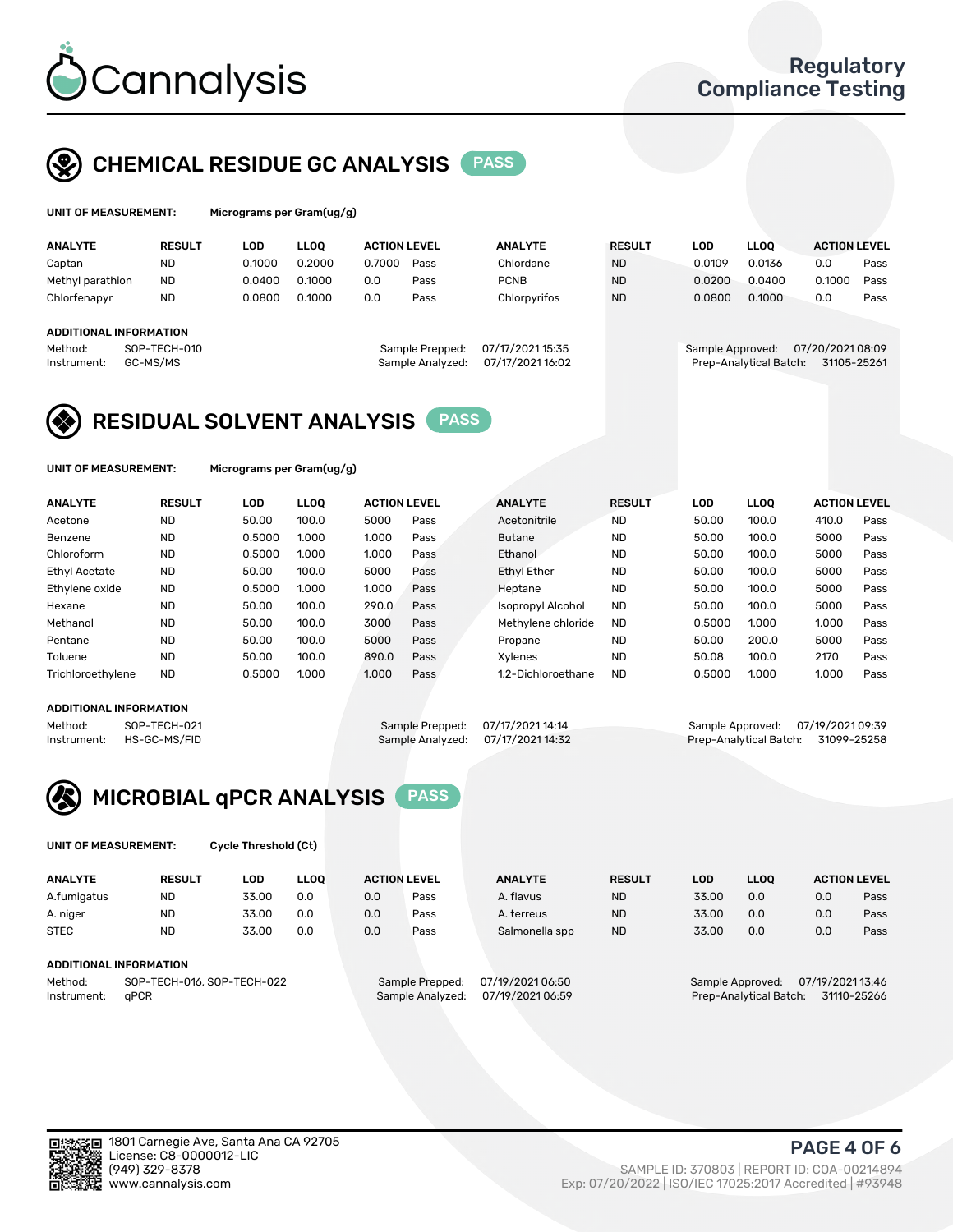Regulatory Compliance Testing

## CHEMICAL RESIDUE GC ANALYSIS PASS

**UNIT OF MEASUREMENT:** Micrograms per Gram(ug/g)

| ANALYTE | RESULT | LOD | LLOQ | ACTION LEVEL | | ANALYTE | RESULT | LOD | LLOQ | ACTION LEVEL | |
|---|---|---|---|---|---|---|---|---|---|---|---|
| Captan | ND | 0.1000 | 0.2000 | 0.7000 | Pass | Chlordane | ND | 0.0109 | 0.0136 | 0.0 | Pass |
| Methyl parathion | ND | 0.0400 | 0.1000 | 0.0 | Pass | PCNB | ND | 0.0200 | 0.0400 | 0.1000 | Pass |
| Chlorfenapyr | ND | 0.0800 | 0.1000 | 0.0 | Pass | Chlorpyrifos | ND | 0.0800 | 0.1000 | 0.0 | Pass |

**ADDITIONAL INFORMATION**

Method: SOP-TECH-010
Instrument: GC-MS/MS
Sample Prepped: 07/17/2021 15:35
Sample Analyzed: 07/17/2021 16:02
Sample Approved: 07/20/2021 08:09
Prep-Analytical Batch: 31105-25261

## RESIDUAL SOLVENT ANALYSIS PASS

**UNIT OF MEASUREMENT:** Micrograms per Gram(ug/g)

| ANALYTE | RESULT | LOD | LLOQ | ACTION LEVEL | | ANALYTE | RESULT | LOD | LLOQ | ACTION LEVEL | |
|---|---|---|---|---|---|---|---|---|---|---|---|
| Acetone | ND | 50.00 | 100.0 | 5000 | Pass | Acetonitrile | ND | 50.00 | 100.0 | 410.0 | Pass |
| Benzene | ND | 0.5000 | 1.000 | 1.000 | Pass | Butane | ND | 50.00 | 100.0 | 5000 | Pass |
| Chloroform | ND | 0.5000 | 1.000 | 1.000 | Pass | Ethanol | ND | 50.00 | 100.0 | 5000 | Pass |
| Ethyl Acetate | ND | 50.00 | 100.0 | 5000 | Pass | Ethyl Ether | ND | 50.00 | 100.0 | 5000 | Pass |
| Ethylene oxide | ND | 0.5000 | 1.000 | 1.000 | Pass | Heptane | ND | 50.00 | 100.0 | 5000 | Pass |
| Hexane | ND | 50.00 | 100.0 | 290.0 | Pass | Isopropyl Alcohol | ND | 50.00 | 100.0 | 5000 | Pass |
| Methanol | ND | 50.00 | 100.0 | 3000 | Pass | Methylene chloride | ND | 0.5000 | 1.000 | 1.000 | Pass |
| Pentane | ND | 50.00 | 100.0 | 5000 | Pass | Propane | ND | 50.00 | 200.0 | 5000 | Pass |
| Toluene | ND | 50.00 | 100.0 | 890.0 | Pass | Xylenes | ND | 50.08 | 100.0 | 2170 | Pass |
| Trichloroethylene | ND | 0.5000 | 1.000 | 1.000 | Pass | 1,2-Dichloroethane | ND | 0.5000 | 1.000 | 1.000 | Pass |

**ADDITIONAL INFORMATION**

Method: SOP-TECH-021
Instrument: HS-GC-MS/FID
Sample Prepped: 07/17/2021 14:14
Sample Analyzed: 07/17/2021 14:32
Sample Approved: 07/19/2021 09:39
Prep-Analytical Batch: 31099-25258

## MICROBIAL qPCR ANALYSIS PASS

**UNIT OF MEASUREMENT:** Cycle Threshold (Ct)

| ANALYTE | RESULT | LOD | LLOQ | ACTION LEVEL | | ANALYTE | RESULT | LOD | LLOQ | ACTION LEVEL | |
|---|---|---|---|---|---|---|---|---|---|---|---|
| A.fumigatus | ND | 33.00 | 0.0 | 0.0 | Pass | A. flavus | ND | 33.00 | 0.0 | 0.0 | Pass |
| A. niger | ND | 33.00 | 0.0 | 0.0 | Pass | A. terreus | ND | 33.00 | 0.0 | 0.0 | Pass |
| STEC | ND | 33.00 | 0.0 | 0.0 | Pass | Salmonella spp | ND | 33.00 | 0.0 | 0.0 | Pass |

**ADDITIONAL INFORMATION**

Method: SOP-TECH-016, SOP-TECH-022
Instrument: qPCR
Sample Prepped: 07/19/2021 06:50
Sample Analyzed: 07/19/2021 06:59
Sample Approved: 07/19/2021 13:46
Prep-Analytical Batch: 31110-25266

1801 Carnegie Ave, Santa Ana CA 92705
License: C8-0000012-LIC
(949) 329-8378
www.cannalysis.com

SAMPLE ID: 370803 | REPORT ID: COA-00214894
Exp: 07/20/2022 | ISO/IEC 17025:2017 Accredited | #93948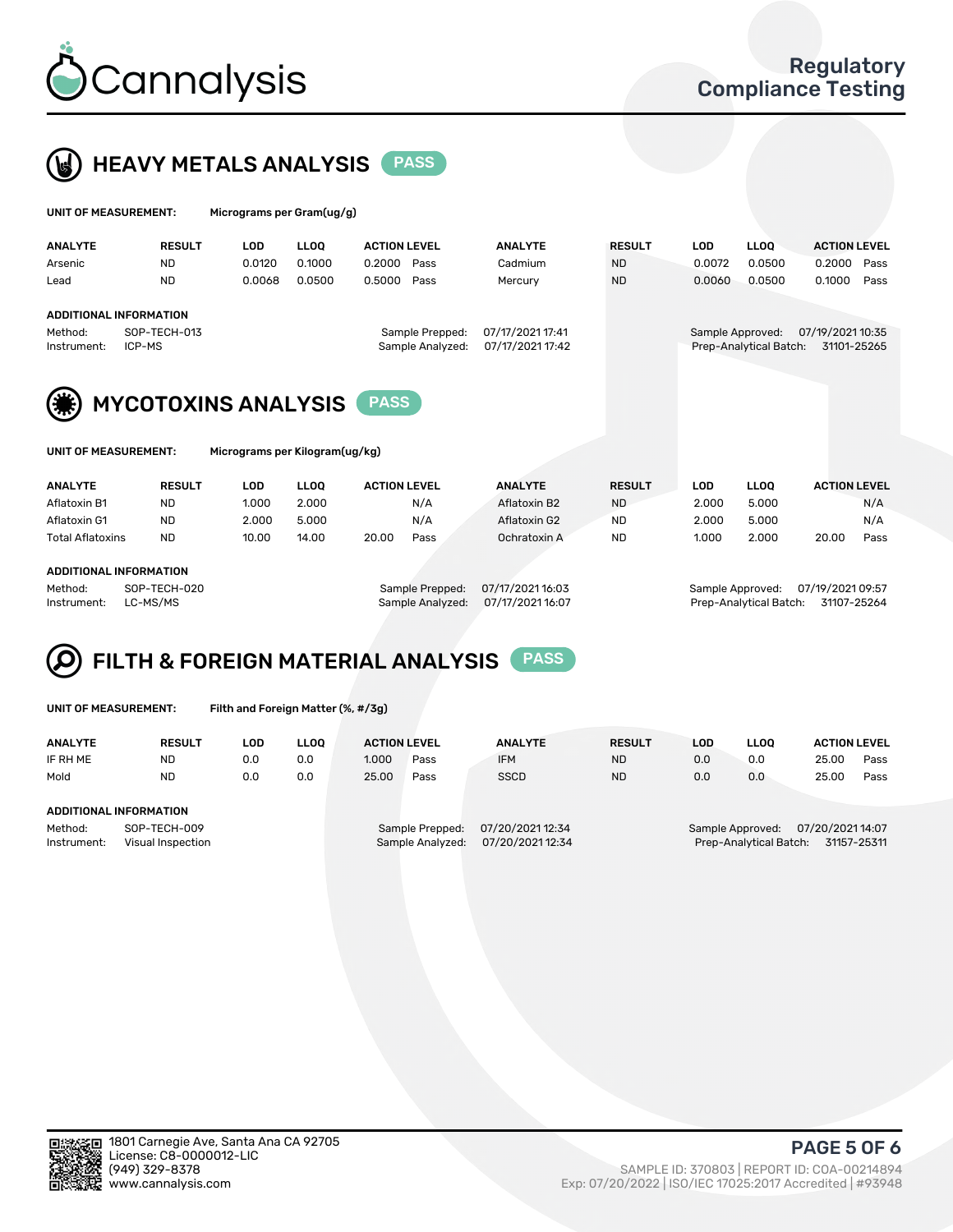# Cannalysis

**Regulatory Compliance Testing**

## HEAVY METALS ANALYSIS PASS

**UNIT OF MEASUREMENT:** Micrograms per Gram(ug/g)

| ANALYTE | RESULT | LOD | LLOQ | ACTION LEVEL | | ANALYTE | RESULT | LOD | LLOQ | ACTION LEVEL | |
|---|---|---|---|---|---|---|---|---|---|---|---|
| Arsenic | ND | 0.0120 | 0.1000 | 0.2000 | Pass | Cadmium | ND | 0.0072 | 0.0500 | 0.2000 | Pass |
| Lead | ND | 0.0068 | 0.0500 | 0.5000 | Pass | Mercury | ND | 0.0060 | 0.0500 | 0.1000 | Pass |

**ADDITIONAL INFORMATION**

| | | | | | |
|---|---|---|---|---|---|
| Method: | SOP-TECH-013 | Sample Prepped: | 07/17/2021 17:41 | Sample Approved: | 07/19/2021 10:35 |
| Instrument: | ICP-MS | Sample Analyzed: | 07/17/2021 17:42 | Prep-Analytical Batch: | 31101-25265 |

## MYCOTOXINS ANALYSIS PASS

**UNIT OF MEASUREMENT:** Micrograms per Kilogram(ug/kg)

| ANALYTE | RESULT | LOD | LLOQ | ACTION LEVEL | | ANALYTE | RESULT | LOD | LLOQ | ACTION LEVEL | |
|---|---|---|---|---|---|---|---|---|---|---|---|
| Aflatoxin B1 | ND | 1.000 | 2.000 | | N/A | Aflatoxin B2 | ND | 2.000 | 5.000 | | N/A |
| Aflatoxin G1 | ND | 2.000 | 5.000 | | N/A | Aflatoxin G2 | ND | 2.000 | 5.000 | | N/A |
| Total Aflatoxins | ND | 10.00 | 14.00 | 20.00 | Pass | Ochratoxin A | ND | 1.000 | 2.000 | 20.00 | Pass |

**ADDITIONAL INFORMATION**

| | | | | | |
|---|---|---|---|---|---|
| Method: | SOP-TECH-020 | Sample Prepped: | 07/17/2021 16:03 | Sample Approved: | 07/19/2021 09:57 |
| Instrument: | LC-MS/MS | Sample Analyzed: | 07/17/2021 16:07 | Prep-Analytical Batch: | 31107-25264 |

## FILTH & FOREIGN MATERIAL ANALYSIS PASS

**UNIT OF MEASUREMENT:** Filth and Foreign Matter (%, #/3g)

| ANALYTE | RESULT | LOD | LLOQ | ACTION LEVEL | | ANALYTE | RESULT | LOD | LLOQ | ACTION LEVEL | |
|---|---|---|---|---|---|---|---|---|---|---|---|
| IF RH ME | ND | 0.0 | 0.0 | 1.000 | Pass | IFM | ND | 0.0 | 0.0 | 25.00 | Pass |
| Mold | ND | 0.0 | 0.0 | 25.00 | Pass | SSCD | ND | 0.0 | 0.0 | 25.00 | Pass |

**ADDITIONAL INFORMATION**

| | | | | | |
|---|---|---|---|---|---|
| Method: | SOP-TECH-009 | Sample Prepped: | 07/20/2021 12:34 | Sample Approved: | 07/20/2021 14:07 |
| Instrument: | Visual Inspection | Sample Analyzed: | 07/20/2021 12:34 | Prep-Analytical Batch: | 31157-25311 |

1801 Carnegie Ave, Santa Ana CA 92705
License: C8-0000012-LIC
(949) 329-8378
www.cannalysis.com

SAMPLE ID: 370803 | REPORT ID: COA-00214894
Exp: 07/20/2022 | ISO/IEC 17025:2017 Accredited | #93948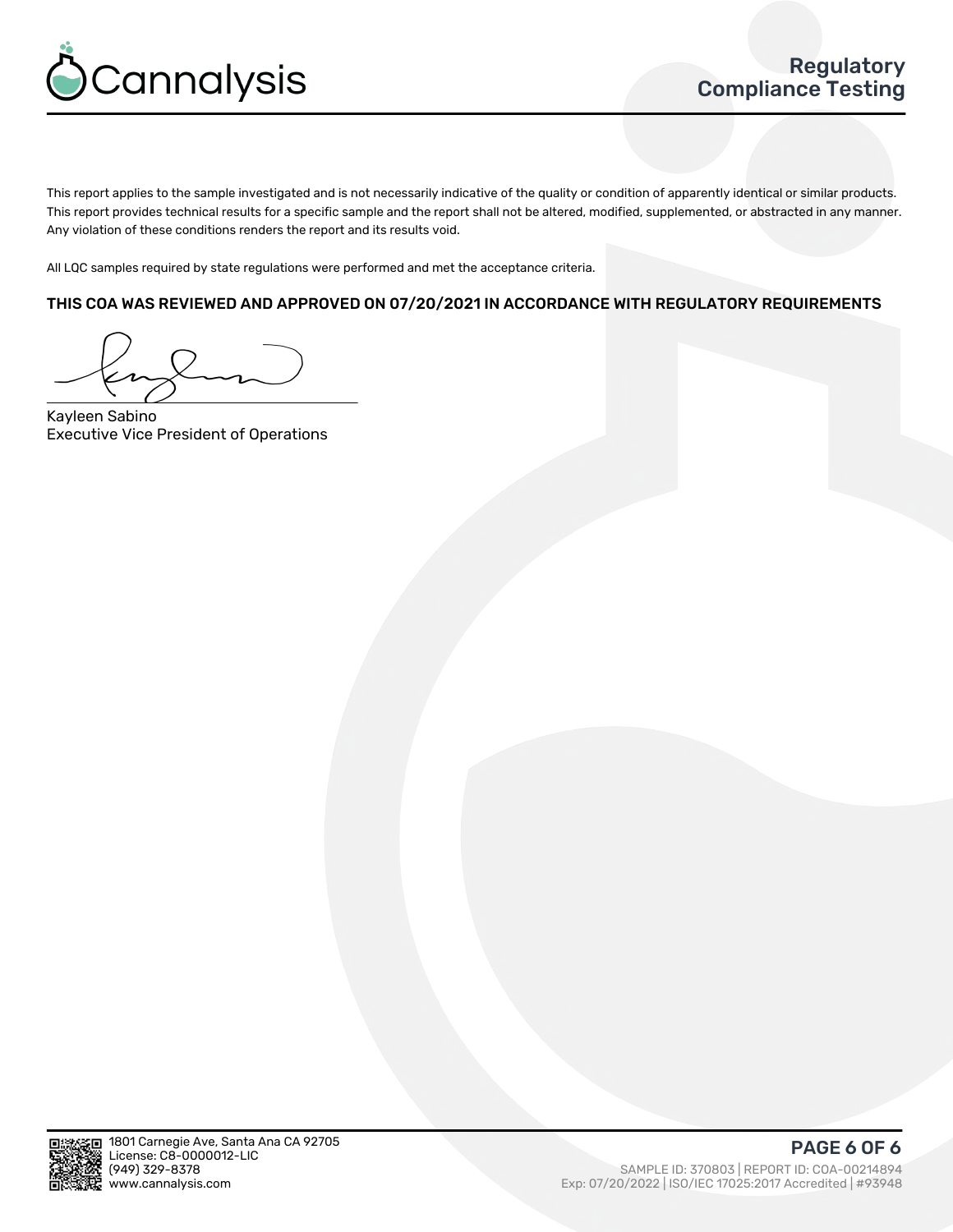This report applies to the sample investigated and is not necessarily indicative of the quality or condition of apparently identical or similar products. This report provides technical results for a specific sample and the report shall not be altered, modified, supplemented, or abstracted in any manner. Any violation of these conditions renders the report and its results void.

All LQC samples required by state regulations were performed and met the acceptance criteria.

**THIS COA WAS REVIEWED AND APPROVED ON 07/20/2021 IN ACCORDANCE WITH REGULATORY REQUIREMENTS**

Kayleen Sabino
Executive Vice President of Operations